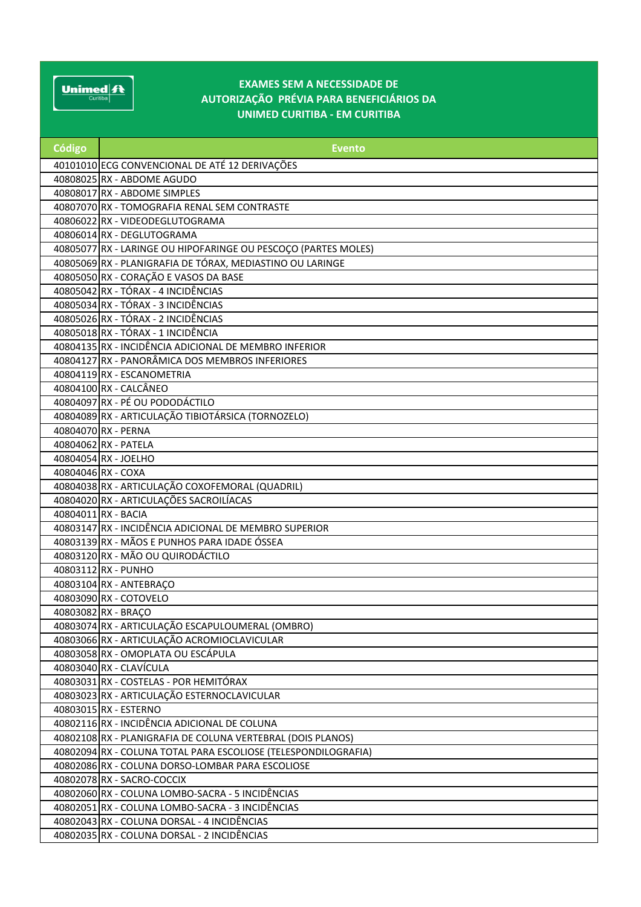# EXAMES SEM A NECESSIDADE DE AUTORIZAÇÃO PRÉVIA PARA BENEFICIÁRIOS DA UNIMED CURITIBA - EM CURITIBA

| Código | Evento |
|---|---|
| 40101010 | ECG CONVENCIONAL DE ATÉ 12 DERIVAÇÕES |
| 40808025 | RX - ABDOME AGUDO |
| 40808017 | RX - ABDOME SIMPLES |
| 40807070 | RX - TOMOGRAFIA RENAL SEM CONTRASTE |
| 40806022 | RX - VIDEODEGLUTOGRAMA |
| 40806014 | RX - DEGLUTOGRAMA |
| 40805077 | RX - LARINGE OU HIPOFARINGE OU PESCOÇO (PARTES MOLES) |
| 40805069 | RX - PLANIGRAFIA DE TÓRAX, MEDIASTINO OU LARINGE |
| 40805050 | RX - CORAÇÃO E VASOS DA BASE |
| 40805042 | RX - TÓRAX - 4 INCIDÊNCIAS |
| 40805034 | RX - TÓRAX - 3 INCIDÊNCIAS |
| 40805026 | RX - TÓRAX - 2 INCIDÊNCIAS |
| 40805018 | RX - TÓRAX - 1 INCIDÊNCIA |
| 40804135 | RX - INCIDÊNCIA ADICIONAL DE MEMBRO INFERIOR |
| 40804127 | RX - PANORÂMICA DOS MEMBROS INFERIORES |
| 40804119 | RX - ESCANOMETRIA |
| 40804100 | RX - CALCÂNEO |
| 40804097 | RX - PÉ OU PODODÁCTILO |
| 40804089 | RX - ARTICULAÇÃO TIBIOTÁRSICA (TORNOZELO) |
| 40804070 | RX - PERNA |
| 40804062 | RX - PATELA |
| 40804054 | RX - JOELHO |
| 40804046 | RX - COXA |
| 40804038 | RX - ARTICULAÇÃO COXOFEMORAL (QUADRIL) |
| 40804020 | RX - ARTICULAÇÕES SACROILÍACAS |
| 40804011 | RX - BACIA |
| 40803147 | RX - INCIDÊNCIA ADICIONAL DE MEMBRO SUPERIOR |
| 40803139 | RX - MÃOS E PUNHOS PARA IDADE ÓSSEA |
| 40803120 | RX - MÃO OU QUIRODÁCTILO |
| 40803112 | RX - PUNHO |
| 40803104 | RX - ANTEBRAÇO |
| 40803090 | RX - COTOVELO |
| 40803082 | RX - BRAÇO |
| 40803074 | RX - ARTICULAÇÃO ESCAPULOUMERAL (OMBRO) |
| 40803066 | RX - ARTICULAÇÃO ACROMIOCLAVICULAR |
| 40803058 | RX - OMOPLATA OU ESCÁPULA |
| 40803040 | RX - CLAVÍCULA |
| 40803031 | RX - COSTELAS - POR HEMITÓRAX |
| 40803023 | RX - ARTICULAÇÃO ESTERNOCLAVICULAR |
| 40803015 | RX - ESTERNO |
| 40802116 | RX - INCIDÊNCIA ADICIONAL DE COLUNA |
| 40802108 | RX - PLANIGRAFIA DE COLUNA VERTEBRAL (DOIS PLANOS) |
| 40802094 | RX - COLUNA TOTAL PARA ESCOLIOSE (TELESPONDILOGRAFIA) |
| 40802086 | RX - COLUNA DORSO-LOMBAR PARA ESCOLIOSE |
| 40802078 | RX - SACRO-COCCIX |
| 40802060 | RX - COLUNA LOMBO-SACRA - 5 INCIDÊNCIAS |
| 40802051 | RX - COLUNA LOMBO-SACRA - 3 INCIDÊNCIAS |
| 40802043 | RX - COLUNA DORSAL - 4 INCIDÊNCIAS |
| 40802035 | RX - COLUNA DORSAL - 2 INCIDÊNCIAS |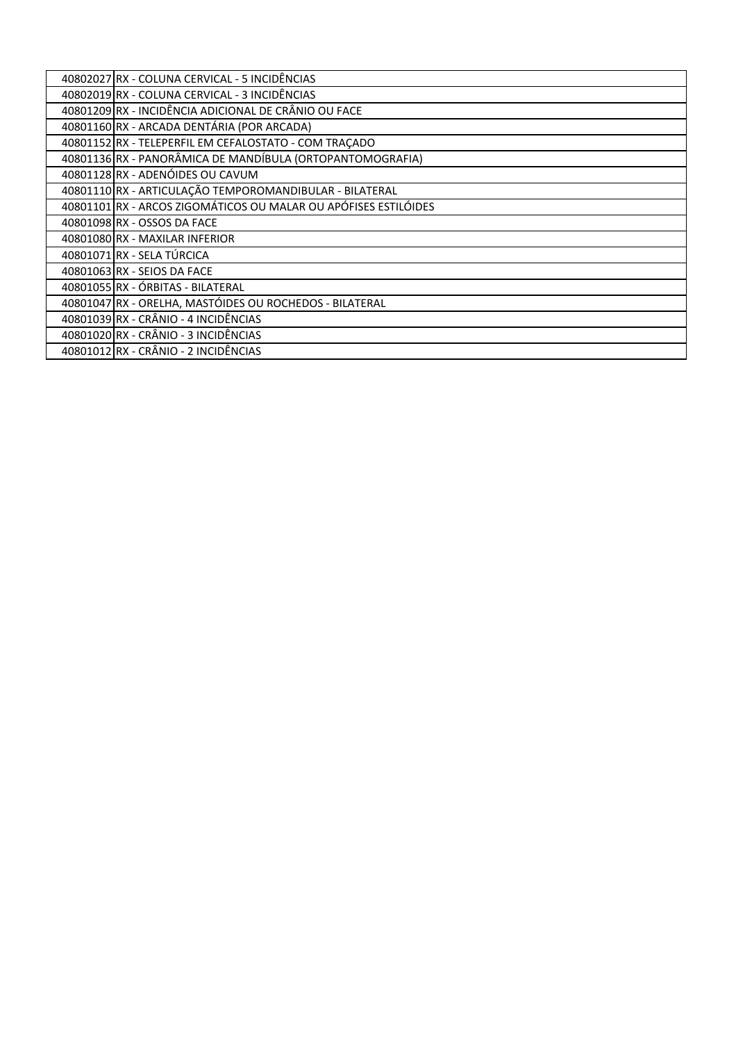| | |
|---|---|
| 40802027 | RX - COLUNA CERVICAL - 5 INCIDÊNCIAS |
| 40802019 | RX - COLUNA CERVICAL - 3 INCIDÊNCIAS |
| 40801209 | RX - INCIDÊNCIA ADICIONAL DE CRÂNIO OU FACE |
| 40801160 | RX - ARCADA DENTÁRIA (POR ARCADA) |
| 40801152 | RX - TELEPERFIL EM CEFALOSTATO - COM TRAÇADO |
| 40801136 | RX - PANORÂMICA DE MANDÍBULA (ORTOPANTOMOGRAFIA) |
| 40801128 | RX - ADENÓIDES OU CAVUM |
| 40801110 | RX - ARTICULAÇÃO TEMPOROMANDIBULAR - BILATERAL |
| 40801101 | RX - ARCOS ZIGOMÁTICOS OU MALAR OU APÓFISES ESTILÓIDES |
| 40801098 | RX - OSSOS DA FACE |
| 40801080 | RX - MAXILAR INFERIOR |
| 40801071 | RX - SELA TÚRCICA |
| 40801063 | RX - SEIOS DA FACE |
| 40801055 | RX - ÓRBITAS - BILATERAL |
| 40801047 | RX - ORELHA, MASTÓIDES OU ROCHEDOS - BILATERAL |
| 40801039 | RX - CRÂNIO - 4 INCIDÊNCIAS |
| 40801020 | RX - CRÂNIO - 3 INCIDÊNCIAS |
| 40801012 | RX - CRÂNIO - 2 INCIDÊNCIAS |